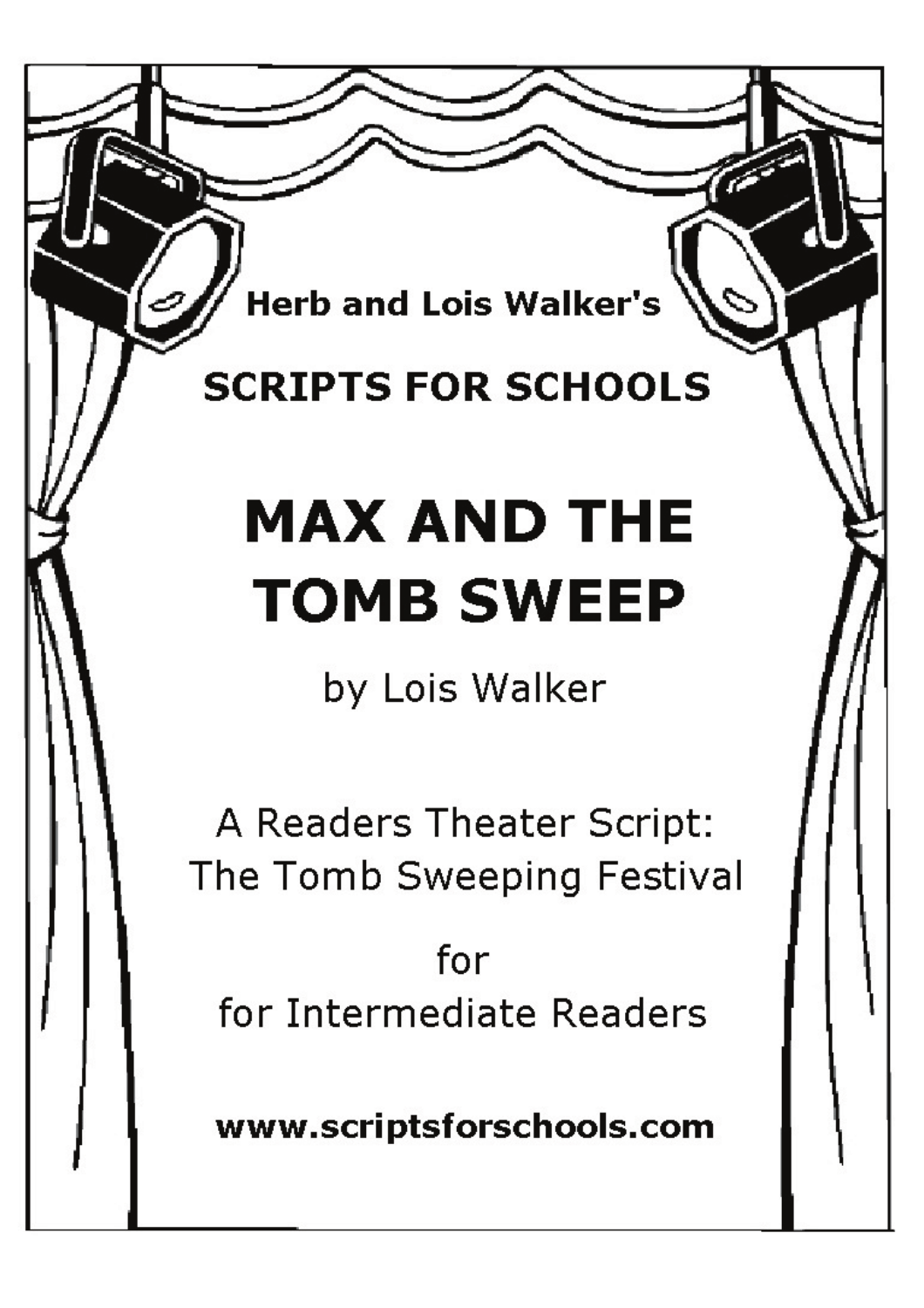**Herb and Lois Walker's**

**SCRIPTS FOR SCHOOLS**

# MAX AND THE TOMB SWEEP

by Lois Walker

A Readers Theater Script:
The Tomb Sweeping Festival

for
for Intermediate Readers

**www.scriptsforschools.com**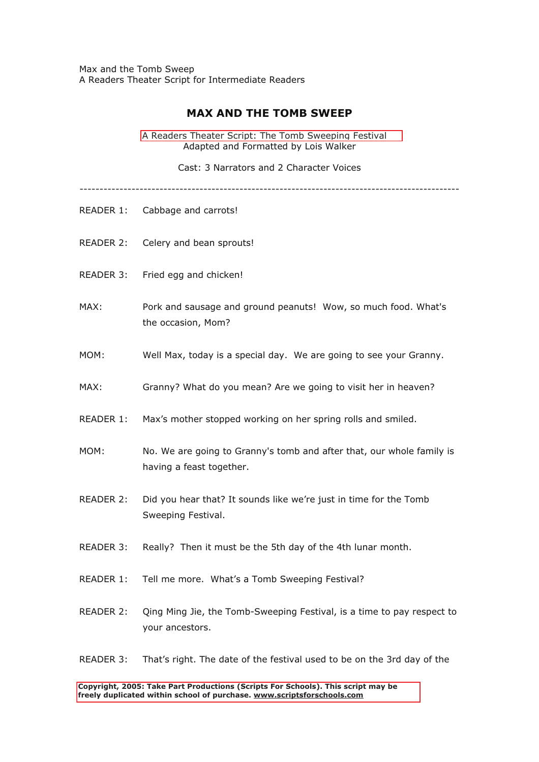Max and the Tomb Sweep
A Readers Theater Script for Intermediate Readers

## MAX AND THE TOMB SWEEP

A Readers Theater Script: The Tomb Sweeping Festival
Adapted and Formatted by Lois Walker

Cast: 3 Narrators and 2 Character Voices

---

READER 1: Cabbage and carrots!

READER 2: Celery and bean sprouts!

READER 3: Fried egg and chicken!

MAX: Pork and sausage and ground peanuts! Wow, so much food. What's the occasion, Mom?

MOM: Well Max, today is a special day. We are going to see your Granny.

MAX: Granny? What do you mean? Are we going to visit her in heaven?

READER 1: Max's mother stopped working on her spring rolls and smiled.

MOM: No. We are going to Granny's tomb and after that, our whole family is having a feast together.

READER 2: Did you hear that? It sounds like we're just in time for the Tomb Sweeping Festival.

READER 3: Really? Then it must be the 5th day of the 4th lunar month.

READER 1: Tell me more. What's a Tomb Sweeping Festival?

READER 2: Qing Ming Jie, the Tomb-Sweeping Festival, is a time to pay respect to your ancestors.

READER 3: That's right. The date of the festival used to be on the 3rd day of the

**Copyright, 2005: Take Part Productions (Scripts For Schools). This script may be freely duplicated within school of purchase. www.scriptsforschools.com**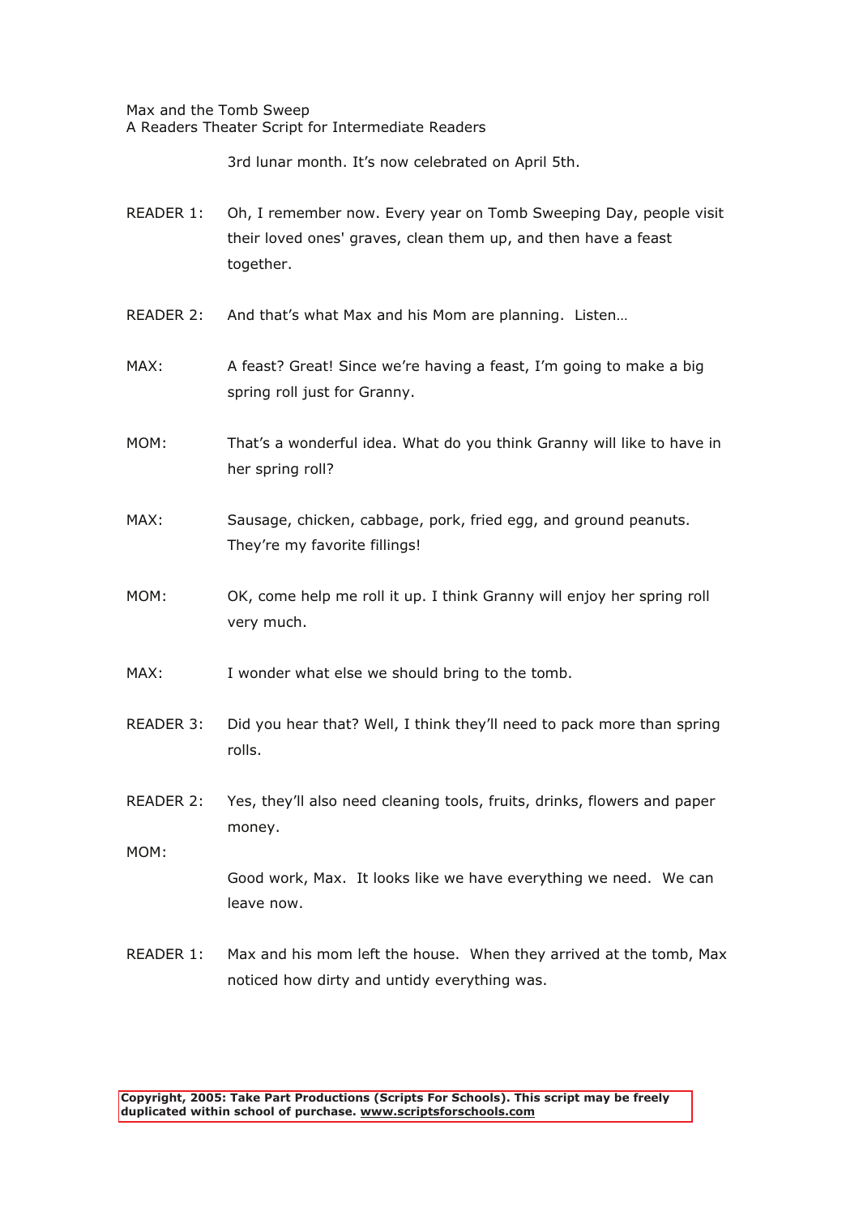3rd lunar month. It's now celebrated on April 5th.

READER 1: Oh, I remember now. Every year on Tomb Sweeping Day, people visit their loved ones' graves, clean them up, and then have a feast together.

READER 2: And that's what Max and his Mom are planning. Listen…

MAX: A feast? Great! Since we're having a feast, I'm going to make a big spring roll just for Granny.

MOM: That's a wonderful idea. What do you think Granny will like to have in her spring roll?

MAX: Sausage, chicken, cabbage, pork, fried egg, and ground peanuts. They're my favorite fillings!

MOM: OK, come help me roll it up. I think Granny will enjoy her spring roll very much.

MAX: I wonder what else we should bring to the tomb.

READER 3: Did you hear that? Well, I think they'll need to pack more than spring rolls.

READER 2: Yes, they'll also need cleaning tools, fruits, drinks, flowers and paper money.

MOM: Good work, Max. It looks like we have everything we need. We can leave now.

READER 1: Max and his mom left the house. When they arrived at the tomb, Max noticed how dirty and untidy everything was.

**Copyright, 2005: Take Part Productions (Scripts For Schools). This script may be freely duplicated within school of purchase. www.scriptsforschools.com**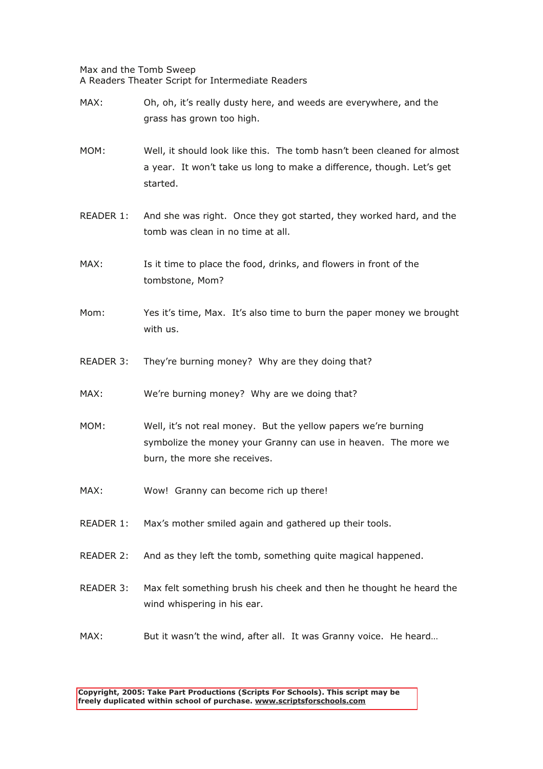Max and the Tomb Sweep
A Readers Theater Script for Intermediate Readers

MAX: Oh, oh, it's really dusty here, and weeds are everywhere, and the grass has grown too high.

MOM: Well, it should look like this. The tomb hasn't been cleaned for almost a year. It won't take us long to make a difference, though. Let's get started.

READER 1: And she was right. Once they got started, they worked hard, and the tomb was clean in no time at all.

MAX: Is it time to place the food, drinks, and flowers in front of the tombstone, Mom?

Mom: Yes it's time, Max. It's also time to burn the paper money we brought with us.

READER 3: They're burning money? Why are they doing that?

MAX: We're burning money? Why are we doing that?

MOM: Well, it's not real money. But the yellow papers we're burning symbolize the money your Granny can use in heaven. The more we burn, the more she receives.

MAX: Wow! Granny can become rich up there!

READER 1: Max's mother smiled again and gathered up their tools.

READER 2: And as they left the tomb, something quite magical happened.

READER 3: Max felt something brush his cheek and then he thought he heard the wind whispering in his ear.

MAX: But it wasn't the wind, after all. It was Granny voice. He heard…

**Copyright, 2005: Take Part Productions (Scripts For Schools). This script may be freely duplicated within school of purchase. www.scriptsforschools.com**